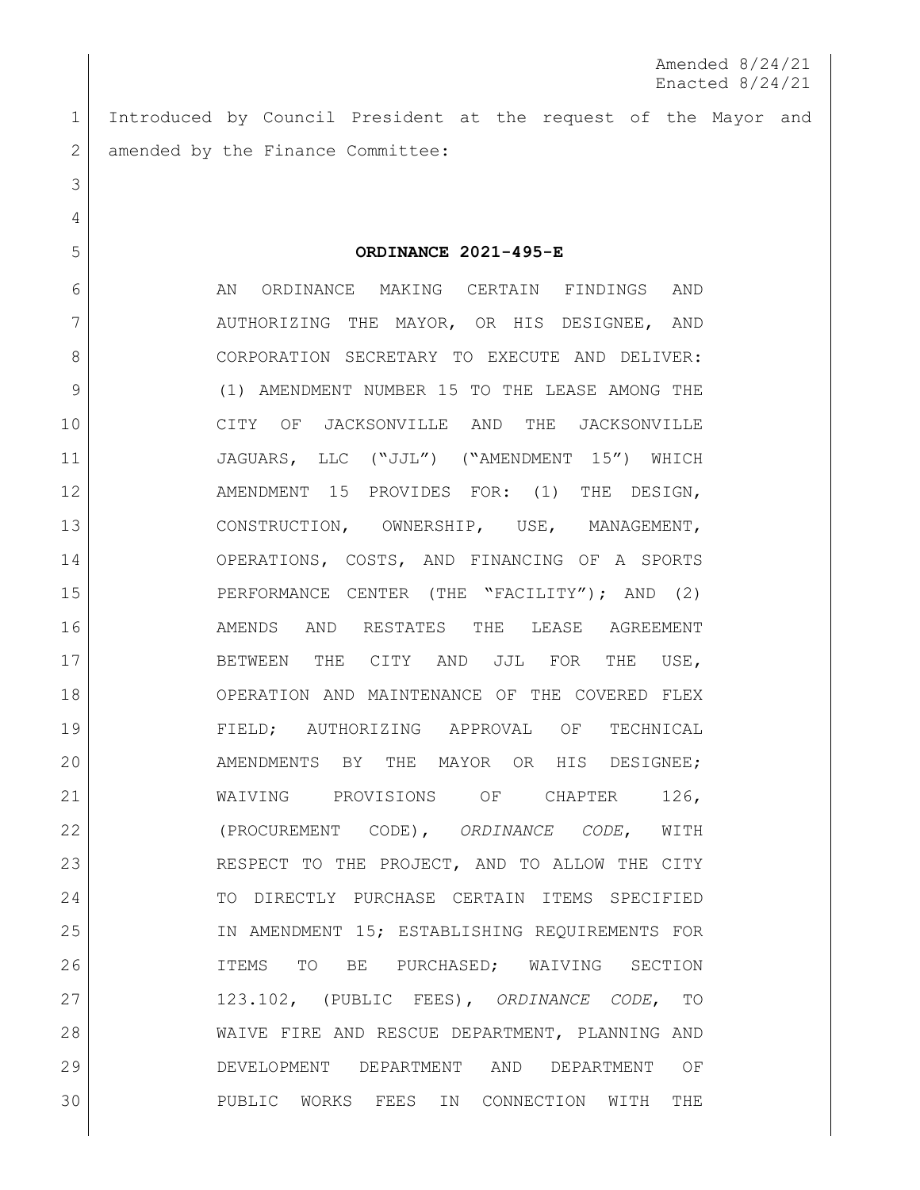Amended 8/24/21
Enacted 8/24/21

Introduced by Council President at the request of the Mayor and amended by the Finance Committee:

**ORDINANCE 2021-495-E**

AN ORDINANCE MAKING CERTAIN FINDINGS AND AUTHORIZING THE MAYOR, OR HIS DESIGNEE, AND CORPORATION SECRETARY TO EXECUTE AND DELIVER: (1) AMENDMENT NUMBER 15 TO THE LEASE AMONG THE CITY OF JACKSONVILLE AND THE JACKSONVILLE JAGUARS, LLC ("JJL") ("AMENDMENT 15") WHICH AMENDMENT 15 PROVIDES FOR: (1) THE DESIGN, CONSTRUCTION, OWNERSHIP, USE, MANAGEMENT, OPERATIONS, COSTS, AND FINANCING OF A SPORTS PERFORMANCE CENTER (THE "FACILITY"); AND (2) AMENDS AND RESTATES THE LEASE AGREEMENT BETWEEN THE CITY AND JJL FOR THE USE, OPERATION AND MAINTENANCE OF THE COVERED FLEX FIELD; AUTHORIZING APPROVAL OF TECHNICAL AMENDMENTS BY THE MAYOR OR HIS DESIGNEE; WAIVING PROVISIONS OF CHAPTER 126, (PROCUREMENT CODE), *ORDINANCE CODE*, WITH RESPECT TO THE PROJECT, AND TO ALLOW THE CITY TO DIRECTLY PURCHASE CERTAIN ITEMS SPECIFIED IN AMENDMENT 15; ESTABLISHING REQUIREMENTS FOR ITEMS TO BE PURCHASED; WAIVING SECTION 123.102, (PUBLIC FEES), *ORDINANCE CODE*, TO WAIVE FIRE AND RESCUE DEPARTMENT, PLANNING AND DEVELOPMENT DEPARTMENT AND DEPARTMENT OF PUBLIC WORKS FEES IN CONNECTION WITH THE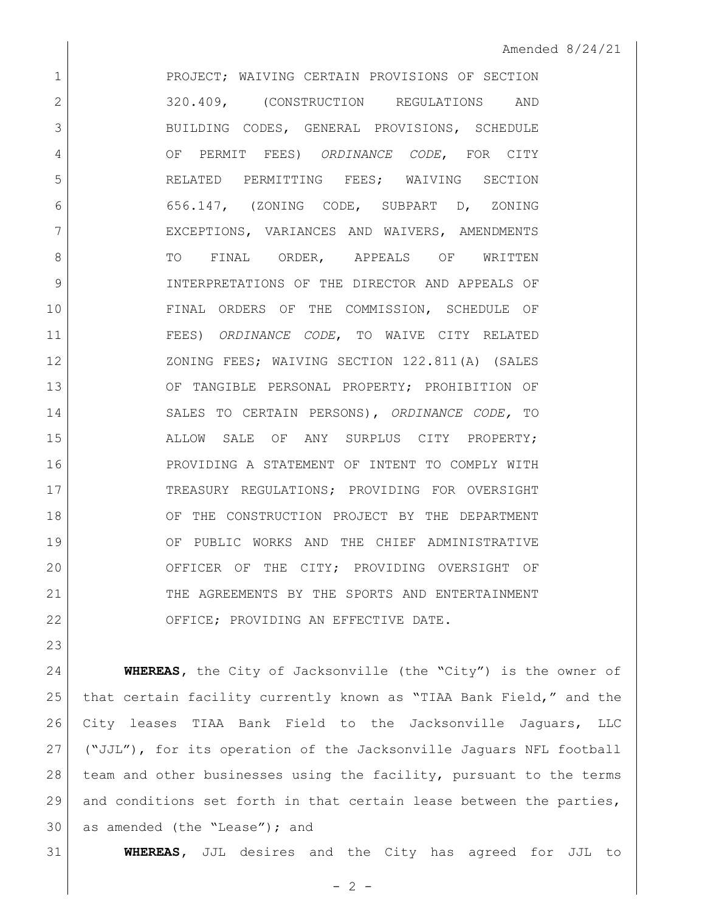Amended 8/24/21

PROJECT; WAIVING CERTAIN PROVISIONS OF SECTION 320.409, (CONSTRUCTION REGULATIONS AND BUILDING CODES, GENERAL PROVISIONS, SCHEDULE OF PERMIT FEES) *ORDINANCE CODE*, FOR CITY RELATED PERMITTING FEES; WAIVING SECTION 656.147, (ZONING CODE, SUBPART D, ZONING EXCEPTIONS, VARIANCES AND WAIVERS, AMENDMENTS TO FINAL ORDER, APPEALS OF WRITTEN INTERPRETATIONS OF THE DIRECTOR AND APPEALS OF FINAL ORDERS OF THE COMMISSION, SCHEDULE OF FEES) *ORDINANCE CODE*, TO WAIVE CITY RELATED ZONING FEES; WAIVING SECTION 122.811(A) (SALES OF TANGIBLE PERSONAL PROPERTY; PROHIBITION OF SALES TO CERTAIN PERSONS), *ORDINANCE CODE,* TO ALLOW SALE OF ANY SURPLUS CITY PROPERTY; PROVIDING A STATEMENT OF INTENT TO COMPLY WITH TREASURY REGULATIONS; PROVIDING FOR OVERSIGHT OF THE CONSTRUCTION PROJECT BY THE DEPARTMENT OF PUBLIC WORKS AND THE CHIEF ADMINISTRATIVE OFFICER OF THE CITY; PROVIDING OVERSIGHT OF THE AGREEMENTS BY THE SPORTS AND ENTERTAINMENT OFFICE; PROVIDING AN EFFECTIVE DATE.

**WHEREAS**, the City of Jacksonville (the "City") is the owner of that certain facility currently known as "TIAA Bank Field," and the City leases TIAA Bank Field to the Jacksonville Jaguars, LLC ("JJL"), for its operation of the Jacksonville Jaguars NFL football team and other businesses using the facility, pursuant to the terms and conditions set forth in that certain lease between the parties, as amended (the "Lease"); and

**WHEREAS**, JJL desires and the City has agreed for JJL to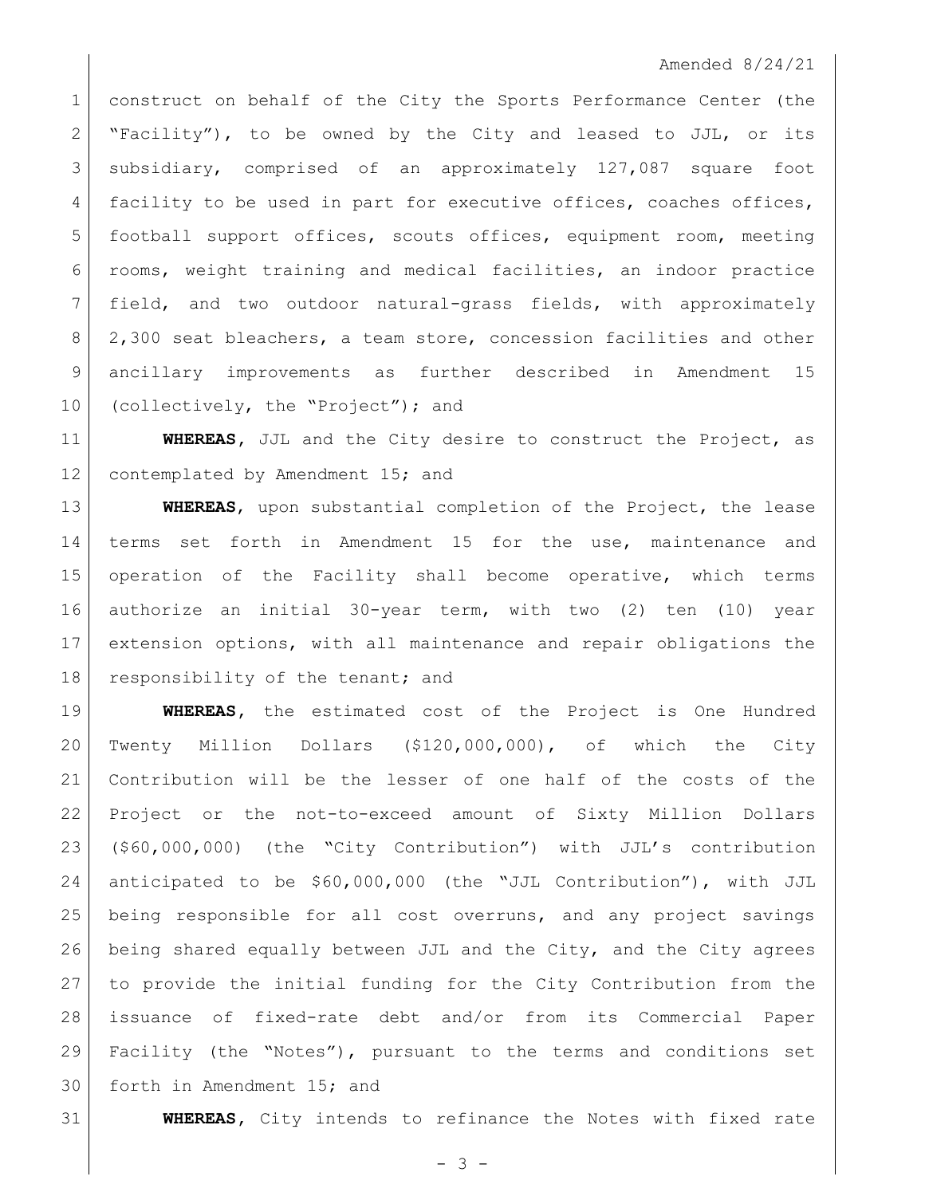construct on behalf of the City the Sports Performance Center (the "Facility"), to be owned by the City and leased to JJL, or its subsidiary, comprised of an approximately 127,087 square foot facility to be used in part for executive offices, coaches offices, football support offices, scouts offices, equipment room, meeting rooms, weight training and medical facilities, an indoor practice field, and two outdoor natural-grass fields, with approximately 2,300 seat bleachers, a team store, concession facilities and other ancillary improvements as further described in Amendment 15 (collectively, the "Project"); and

**WHEREAS**, JJL and the City desire to construct the Project, as contemplated by Amendment 15; and

**WHEREAS**, upon substantial completion of the Project, the lease terms set forth in Amendment 15 for the use, maintenance and operation of the Facility shall become operative, which terms authorize an initial 30-year term, with two (2) ten (10) year extension options, with all maintenance and repair obligations the responsibility of the tenant; and

**WHEREAS**, the estimated cost of the Project is One Hundred Twenty Million Dollars ($120,000,000), of which the City Contribution will be the lesser of one half of the costs of the Project or the not-to-exceed amount of Sixty Million Dollars ($60,000,000) (the "City Contribution") with JJL's contribution anticipated to be $60,000,000 (the "JJL Contribution"), with JJL being responsible for all cost overruns, and any project savings being shared equally between JJL and the City, and the City agrees to provide the initial funding for the City Contribution from the issuance of fixed-rate debt and/or from its Commercial Paper Facility (the "Notes"), pursuant to the terms and conditions set forth in Amendment 15; and

**WHEREAS**, City intends to refinance the Notes with fixed rate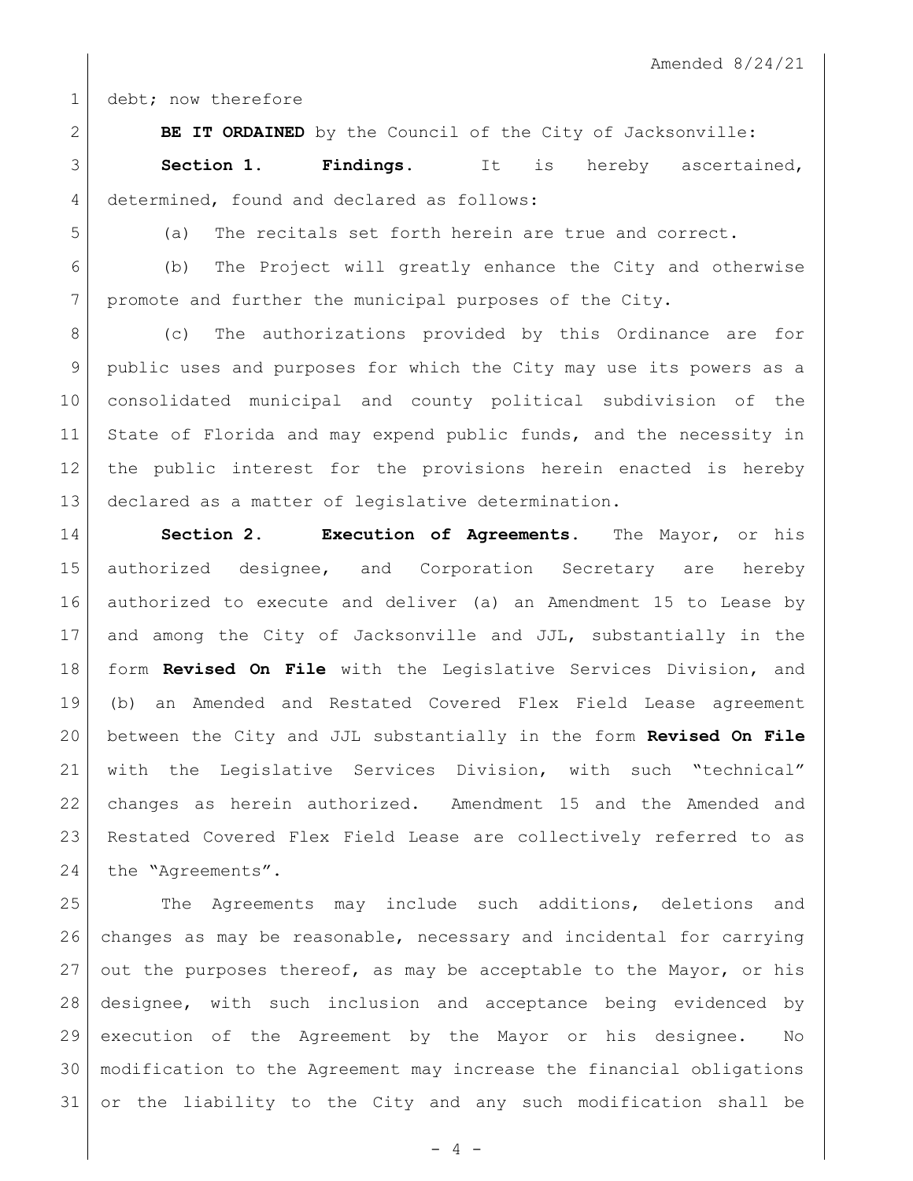debt; now therefore

**BE IT ORDAINED** by the Council of the City of Jacksonville:

**Section 1. Findings.** It is hereby ascertained, determined, found and declared as follows:

(a) The recitals set forth herein are true and correct.

(b) The Project will greatly enhance the City and otherwise promote and further the municipal purposes of the City.

(c) The authorizations provided by this Ordinance are for public uses and purposes for which the City may use its powers as a consolidated municipal and county political subdivision of the State of Florida and may expend public funds, and the necessity in the public interest for the provisions herein enacted is hereby declared as a matter of legislative determination.

**Section 2. Execution of Agreements.** The Mayor, or his authorized designee, and Corporation Secretary are hereby authorized to execute and deliver (a) an Amendment 15 to Lease by and among the City of Jacksonville and JJL, substantially in the form **Revised On File** with the Legislative Services Division, and (b) an Amended and Restated Covered Flex Field Lease agreement between the City and JJL substantially in the form **Revised On File** with the Legislative Services Division, with such "technical" changes as herein authorized. Amendment 15 and the Amended and Restated Covered Flex Field Lease are collectively referred to as the "Agreements".

The Agreements may include such additions, deletions and changes as may be reasonable, necessary and incidental for carrying out the purposes thereof, as may be acceptable to the Mayor, or his designee, with such inclusion and acceptance being evidenced by execution of the Agreement by the Mayor or his designee. No modification to the Agreement may increase the financial obligations or the liability to the City and any such modification shall be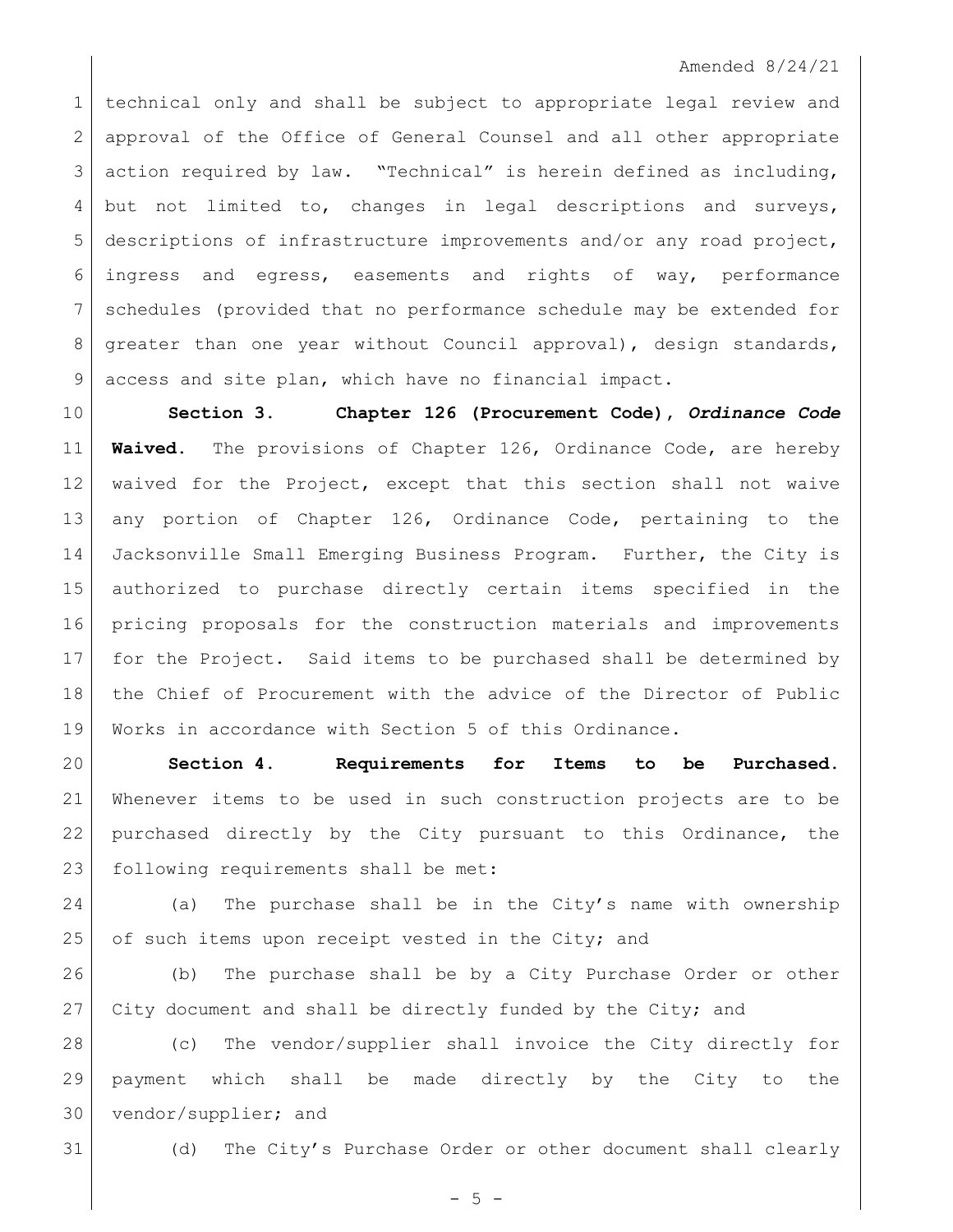technical only and shall be subject to appropriate legal review and approval of the Office of General Counsel and all other appropriate action required by law. "Technical" is herein defined as including, but not limited to, changes in legal descriptions and surveys, descriptions of infrastructure improvements and/or any road project, ingress and egress, easements and rights of way, performance schedules (provided that no performance schedule may be extended for greater than one year without Council approval), design standards, access and site plan, which have no financial impact.

**Section 3. Chapter 126 (Procurement Code),** ***Ordinance Code*** **Waived.** The provisions of Chapter 126, Ordinance Code, are hereby waived for the Project, except that this section shall not waive any portion of Chapter 126, Ordinance Code, pertaining to the Jacksonville Small Emerging Business Program. Further, the City is authorized to purchase directly certain items specified in the pricing proposals for the construction materials and improvements for the Project. Said items to be purchased shall be determined by the Chief of Procurement with the advice of the Director of Public Works in accordance with Section 5 of this Ordinance.

**Section 4. Requirements for Items to be Purchased.** Whenever items to be used in such construction projects are to be purchased directly by the City pursuant to this Ordinance, the following requirements shall be met:

(a) The purchase shall be in the City's name with ownership of such items upon receipt vested in the City; and

(b) The purchase shall be by a City Purchase Order or other City document and shall be directly funded by the City; and

(c) The vendor/supplier shall invoice the City directly for payment which shall be made directly by the City to the vendor/supplier; and

(d) The City's Purchase Order or other document shall clearly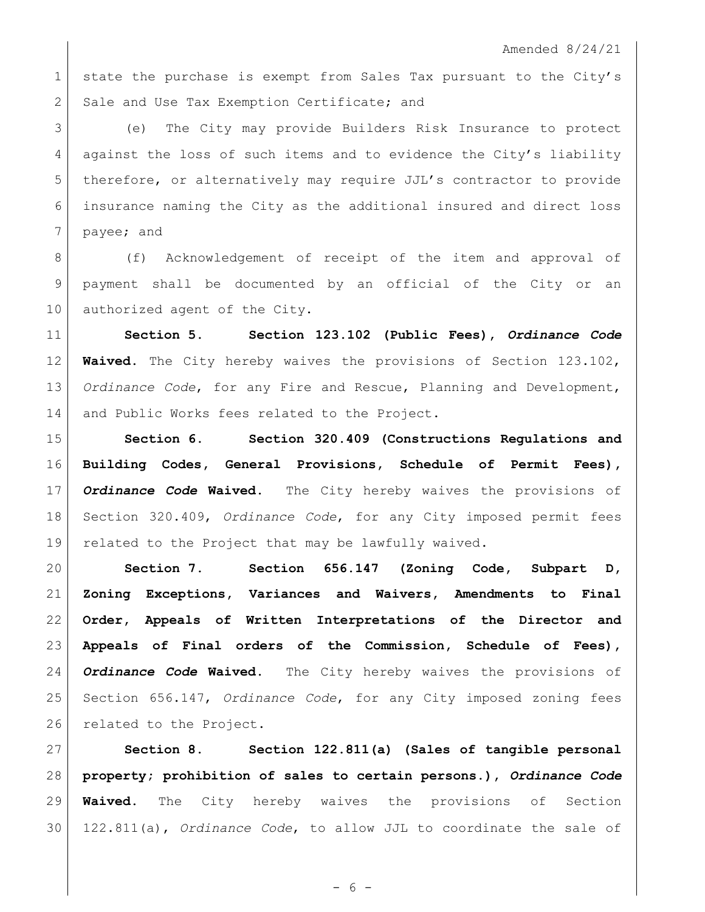state the purchase is exempt from Sales Tax pursuant to the City's Sale and Use Tax Exemption Certificate; and

(e) The City may provide Builders Risk Insurance to protect against the loss of such items and to evidence the City's liability therefore, or alternatively may require JJL's contractor to provide insurance naming the City as the additional insured and direct loss payee; and

(f) Acknowledgement of receipt of the item and approval of payment shall be documented by an official of the City or an authorized agent of the City.

**Section 5. Section 123.102 (Public Fees), *Ordinance Code* Waived.** The City hereby waives the provisions of Section 123.102, *Ordinance Code*, for any Fire and Rescue, Planning and Development, and Public Works fees related to the Project.

**Section 6. Section 320.409 (Constructions Regulations and Building Codes, General Provisions, Schedule of Permit Fees), *Ordinance Code* Waived.** The City hereby waives the provisions of Section 320.409, *Ordinance Code*, for any City imposed permit fees related to the Project that may be lawfully waived.

**Section 7. Section 656.147 (Zoning Code, Subpart D, Zoning Exceptions, Variances and Waivers, Amendments to Final Order, Appeals of Written Interpretations of the Director and Appeals of Final orders of the Commission, Schedule of Fees), *Ordinance Code* Waived.** The City hereby waives the provisions of Section 656.147, *Ordinance Code*, for any City imposed zoning fees related to the Project.

**Section 8. Section 122.811(a) (Sales of tangible personal property; prohibition of sales to certain persons.), *Ordinance Code* Waived.** The City hereby waives the provisions of Section 122.811(a), *Ordinance Code*, to allow JJL to coordinate the sale of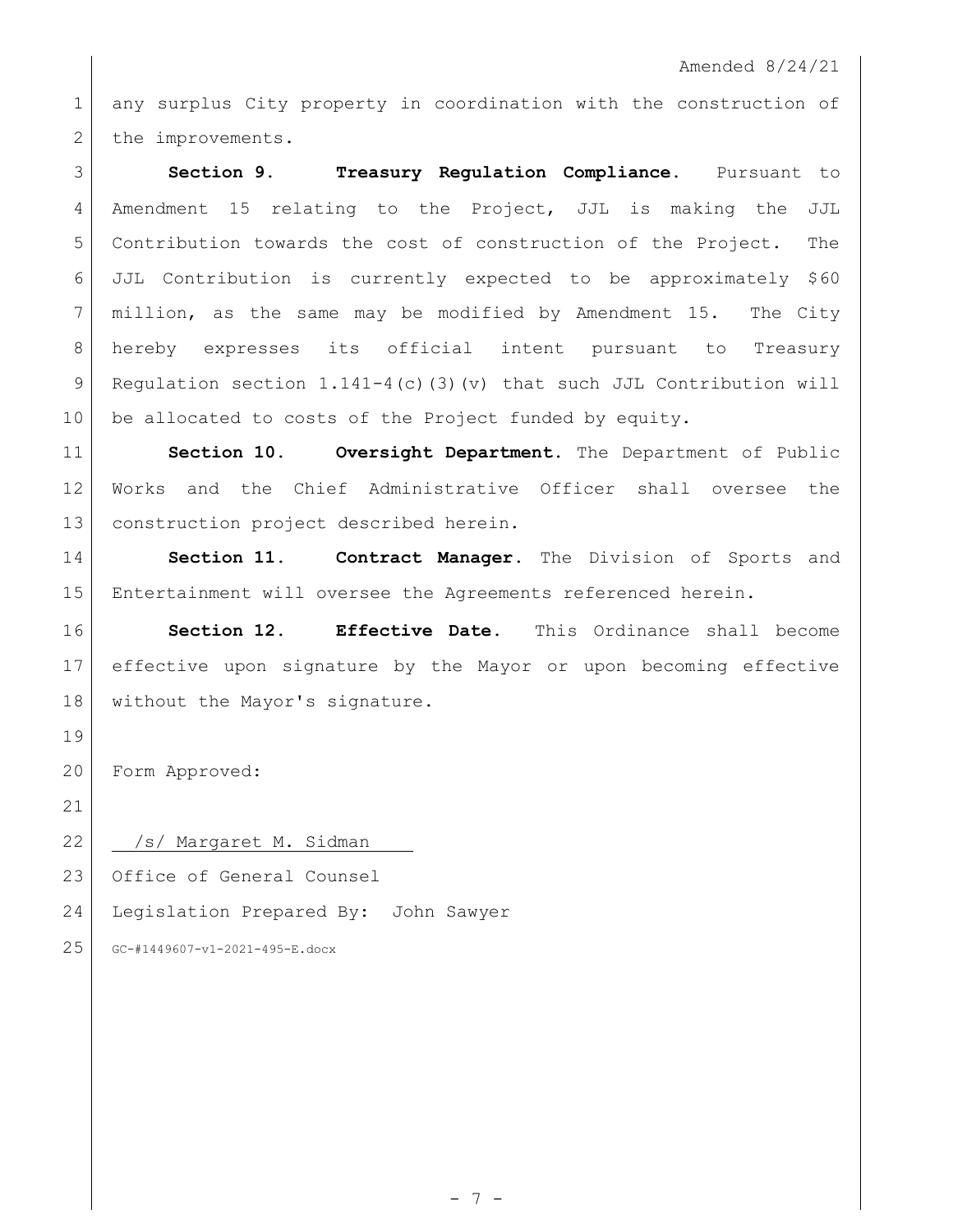Amended 8/24/21

any surplus City property in coordination with the construction of the improvements.

**Section 9. Treasury Regulation Compliance.** Pursuant to Amendment 15 relating to the Project, JJL is making the JJL Contribution towards the cost of construction of the Project. The JJL Contribution is currently expected to be approximately $60 million, as the same may be modified by Amendment 15. The City hereby expresses its official intent pursuant to Treasury Regulation section 1.141-4(c)(3)(v) that such JJL Contribution will be allocated to costs of the Project funded by equity.

**Section 10. Oversight Department.** The Department of Public Works and the Chief Administrative Officer shall oversee the construction project described herein.

**Section 11. Contract Manager.** The Division of Sports and Entertainment will oversee the Agreements referenced herein.

**Section 12. Effective Date.** This Ordinance shall become effective upon signature by the Mayor or upon becoming effective without the Mayor's signature.

Form Approved:

/s/ Margaret M. Sidman

Office of General Counsel

Legislation Prepared By: John Sawyer

GC-#1449607-v1-2021-495-E.docx